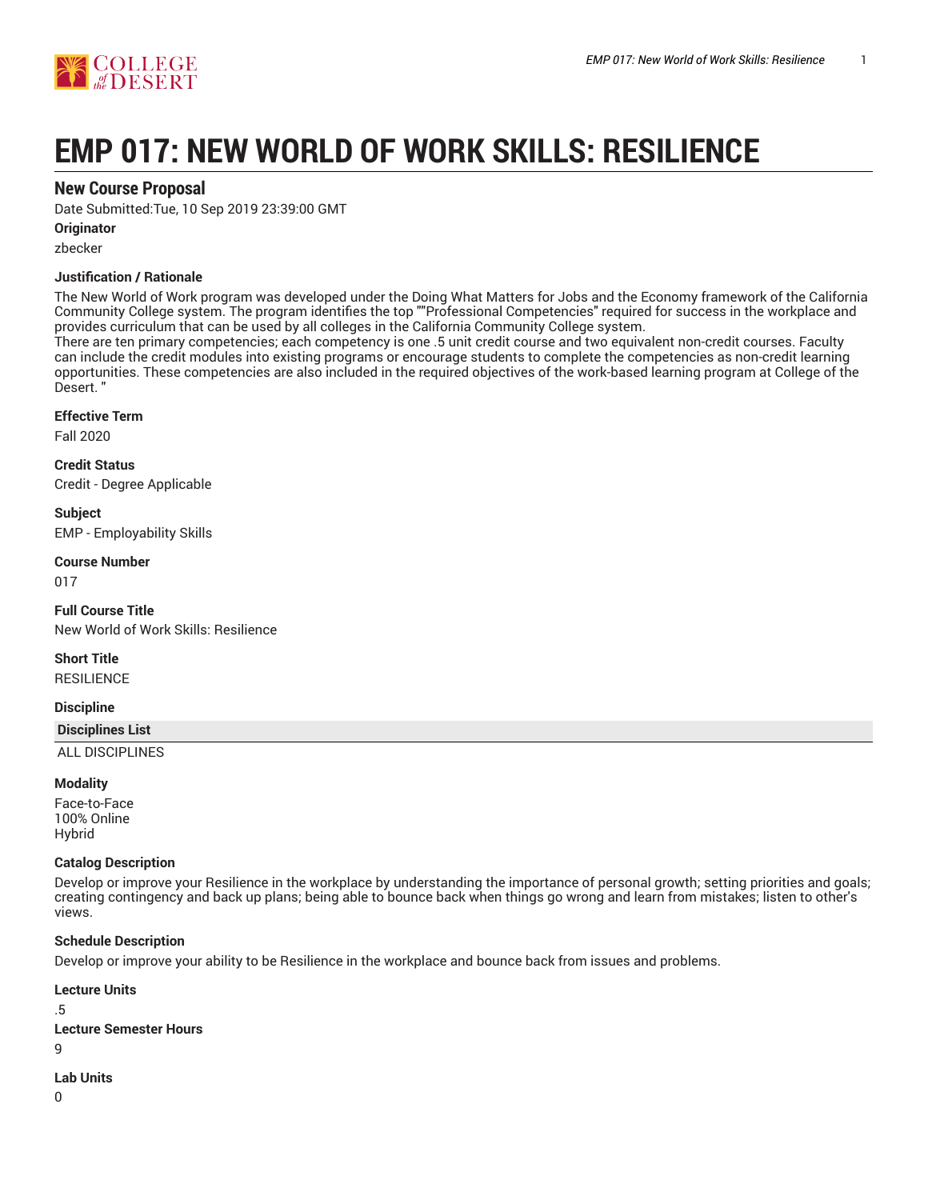# EMP 017: NEW WORLD OF WORK SKILLS: RESILIENCE

## New Course Proposal

Date Submitted:Tue, 10 Sep 2019 23:39:00 GMT

**Originator**

zbecker

**Justification / Rationale**

The New World of Work program was developed under the Doing What Matters for Jobs and the Economy framework of the California Community College system. The program identifies the top ""Professional Competencies" required for success in the workplace and provides curriculum that can be used by all colleges in the California Community College system.
There are ten primary competencies; each competency is one .5 unit credit course and two equivalent non-credit courses. Faculty can include the credit modules into existing programs or encourage students to complete the competencies as non-credit learning opportunities. These competencies are also included in the required objectives of the work-based learning program at College of the Desert. "

**Effective Term**

Fall 2020

**Credit Status**

Credit - Degree Applicable

**Subject**

EMP - Employability Skills

**Course Number**

017

**Full Course Title**

New World of Work Skills: Resilience

**Short Title**

RESILIENCE

**Discipline**

| Disciplines List |
| --- |
| ALL DISCIPLINES |

**Modality**

Face-to-Face
100% Online
Hybrid

**Catalog Description**

Develop or improve your Resilience in the workplace by understanding the importance of personal growth; setting priorities and goals; creating contingency and back up plans; being able to bounce back when things go wrong and learn from mistakes; listen to other's views.

**Schedule Description**

Develop or improve your ability to be Resilience in the workplace and bounce back from issues and problems.

**Lecture Units**

.5

**Lecture Semester Hours**

9

**Lab Units**

0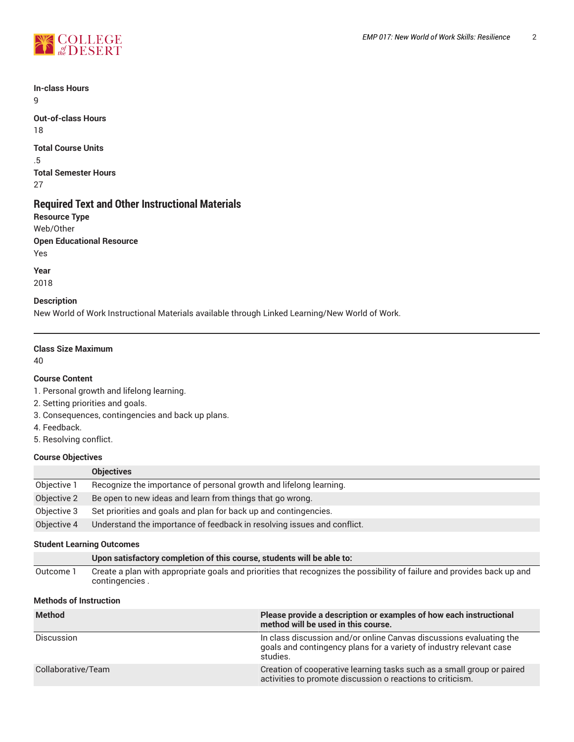**In-class Hours**

9

**Out-of-class Hours**

18

**Total Course Units**

.5

**Total Semester Hours**

27

## Required Text and Other Instructional Materials

**Resource Type**

Web/Other

**Open Educational Resource**

Yes

**Year**

2018

**Description**

New World of Work Instructional Materials available through Linked Learning/New World of Work.

---

**Class Size Maximum**

40

**Course Content**

1. Personal growth and lifelong learning.
2. Setting priorities and goals.
3. Consequences, contingencies and back up plans.
4. Feedback.
5. Resolving conflict.

**Course Objectives**

| | Objectives |
|---|---|
| Objective 1 | Recognize the importance of personal growth and lifelong learning. |
| Objective 2 | Be open to new ideas and learn from things that go wrong. |
| Objective 3 | Set priorities and goals and plan for back up and contingencies. |
| Objective 4 | Understand the importance of feedback in resolving issues and conflict. |

**Student Learning Outcomes**

| | Upon satisfactory completion of this course, students will be able to: |
|---|---|
| Outcome 1 | Create a plan with appropriate goals and priorities that recognizes the possibility of failure and provides back up and contingencies . |

**Methods of Instruction**

| Method | Please provide a description or examples of how each instructional method will be used in this course. |
|---|---|
| Discussion | In class discussion and/or online Canvas discussions evaluating the goals and contingency plans for a variety of industry relevant case studies. |
| Collaborative/Team | Creation of cooperative learning tasks such as a small group or paired activities to promote discussion o reactions to criticism. |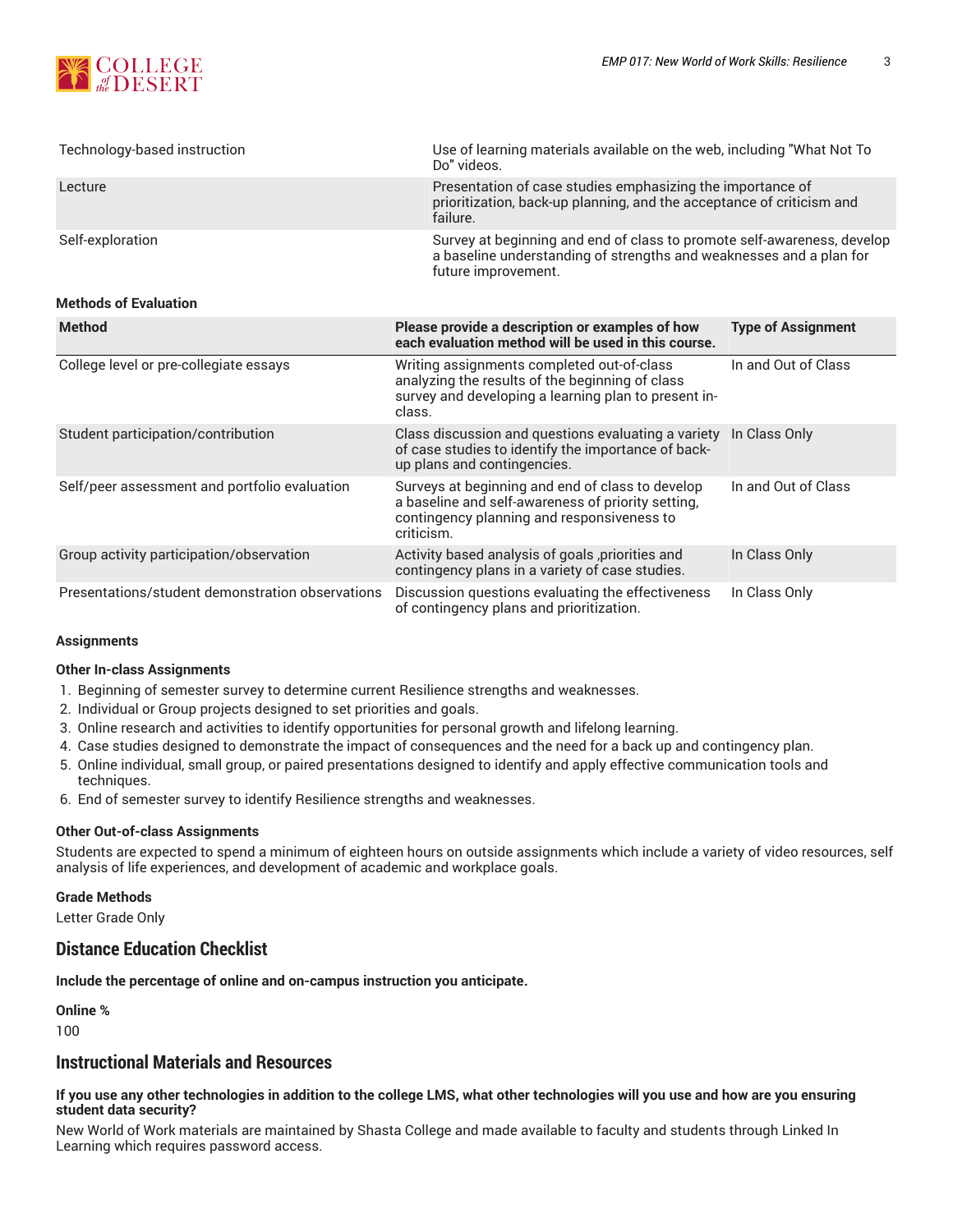| | |
|---|---|
| Technology-based instruction | Use of learning materials available on the web, including "What Not To Do" videos. |
| Lecture | Presentation of case studies emphasizing the importance of prioritization, back-up planning, and the acceptance of criticism and failure. |
| Self-exploration | Survey at beginning and end of class to promote self-awareness, develop a baseline understanding of strengths and weaknesses and a plan for future improvement. |

**Methods of Evaluation**

| Method | Please provide a description or examples of how each evaluation method will be used in this course. | Type of Assignment |
|---|---|---|
| College level or pre-collegiate essays | Writing assignments completed out-of-class analyzing the results of the beginning of class survey and developing a learning plan to present in-class. | In and Out of Class |
| Student participation/contribution | Class discussion and questions evaluating a variety of case studies to identify the importance of back-up plans and contingencies. | In Class Only |
| Self/peer assessment and portfolio evaluation | Surveys at beginning and end of class to develop a baseline and self-awareness of priority setting, contingency planning and responsiveness to criticism. | In and Out of Class |
| Group activity participation/observation | Activity based analysis of goals ,priorities and contingency plans in a variety of case studies. | In Class Only |
| Presentations/student demonstration observations | Discussion questions evaluating the effectiveness of contingency plans and prioritization. | In Class Only |

**Assignments**

**Other In-class Assignments**

1. Beginning of semester survey to determine current Resilience strengths and weaknesses.
2. Individual or Group projects designed to set priorities and goals.
3. Online research and activities to identify opportunities for personal growth and lifelong learning.
4. Case studies designed to demonstrate the impact of consequences and the need for a back up and contingency plan.
5. Online individual, small group, or paired presentations designed to identify and apply effective communication tools and techniques.
6. End of semester survey to identify Resilience strengths and weaknesses.

**Other Out-of-class Assignments**

Students are expected to spend a minimum of eighteen hours on outside assignments which include a variety of video resources, self analysis of life experiences, and development of academic and workplace goals.

**Grade Methods**

Letter Grade Only

## Distance Education Checklist

**Include the percentage of online and on-campus instruction you anticipate.**

**Online %**

100

## Instructional Materials and Resources

**If you use any other technologies in addition to the college LMS, what other technologies will you use and how are you ensuring student data security?**

New World of Work materials are maintained by Shasta College and made available to faculty and students through Linked In Learning which requires password access.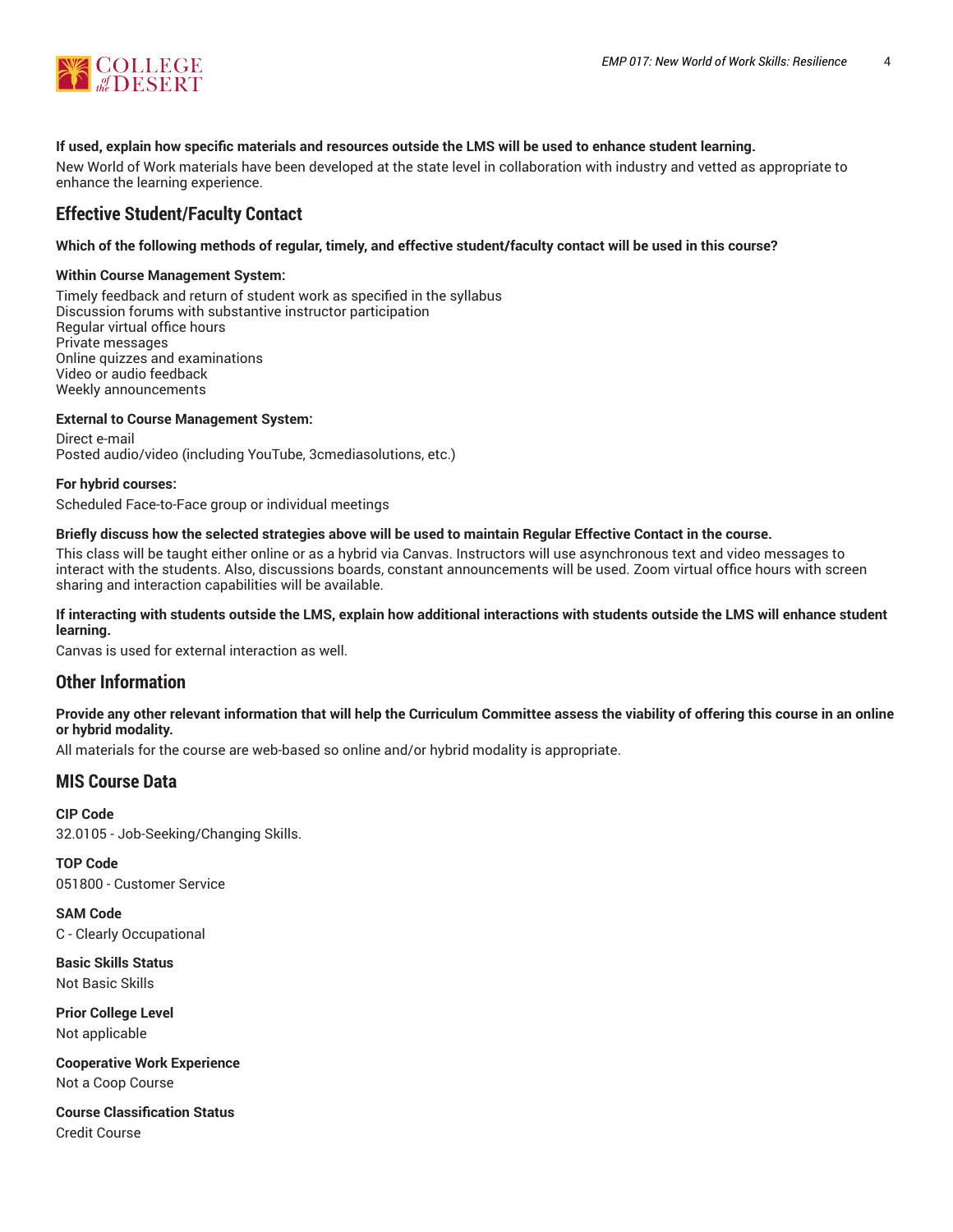**If used, explain how specific materials and resources outside the LMS will be used to enhance student learning.**

New World of Work materials have been developed at the state level in collaboration with industry and vetted as appropriate to enhance the learning experience.

## Effective Student/Faculty Contact

**Which of the following methods of regular, timely, and effective student/faculty contact will be used in this course?**

**Within Course Management System:**

Timely feedback and return of student work as specified in the syllabus
Discussion forums with substantive instructor participation
Regular virtual office hours
Private messages
Online quizzes and examinations
Video or audio feedback
Weekly announcements

**External to Course Management System:**

Direct e-mail
Posted audio/video (including YouTube, 3cmediasolutions, etc.)

**For hybrid courses:**

Scheduled Face-to-Face group or individual meetings

**Briefly discuss how the selected strategies above will be used to maintain Regular Effective Contact in the course.**

This class will be taught either online or as a hybrid via Canvas. Instructors will use asynchronous text and video messages to interact with the students. Also, discussions boards, constant announcements will be used. Zoom virtual office hours with screen sharing and interaction capabilities will be available.

**If interacting with students outside the LMS, explain how additional interactions with students outside the LMS will enhance student learning.**

Canvas is used for external interaction as well.

## Other Information

**Provide any other relevant information that will help the Curriculum Committee assess the viability of offering this course in an online or hybrid modality.**

All materials for the course are web-based so online and/or hybrid modality is appropriate.

## MIS Course Data

**CIP Code**
32.0105 - Job-Seeking/Changing Skills.

**TOP Code**
051800 - Customer Service

**SAM Code**
C - Clearly Occupational

**Basic Skills Status**
Not Basic Skills

**Prior College Level**
Not applicable

**Cooperative Work Experience**
Not a Coop Course

**Course Classification Status**
Credit Course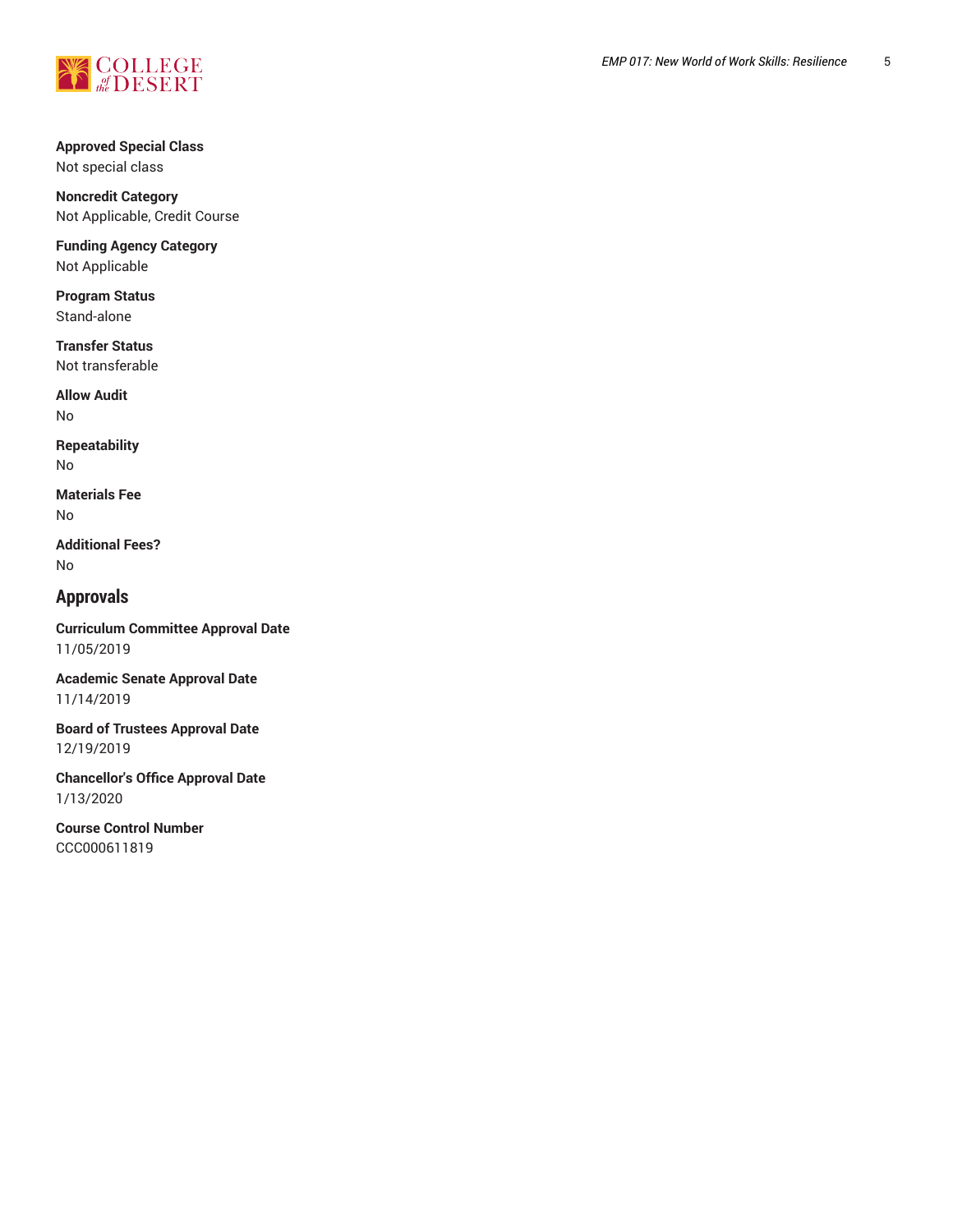**Approved Special Class**
Not special class

**Noncredit Category**
Not Applicable, Credit Course

**Funding Agency Category**
Not Applicable

**Program Status**
Stand-alone

**Transfer Status**
Not transferable

**Allow Audit**
No

**Repeatability**
No

**Materials Fee**
No

**Additional Fees?**
No

## Approvals

**Curriculum Committee Approval Date**
11/05/2019

**Academic Senate Approval Date**
11/14/2019

**Board of Trustees Approval Date**
12/19/2019

**Chancellor's Office Approval Date**
1/13/2020

**Course Control Number**
CCC000611819